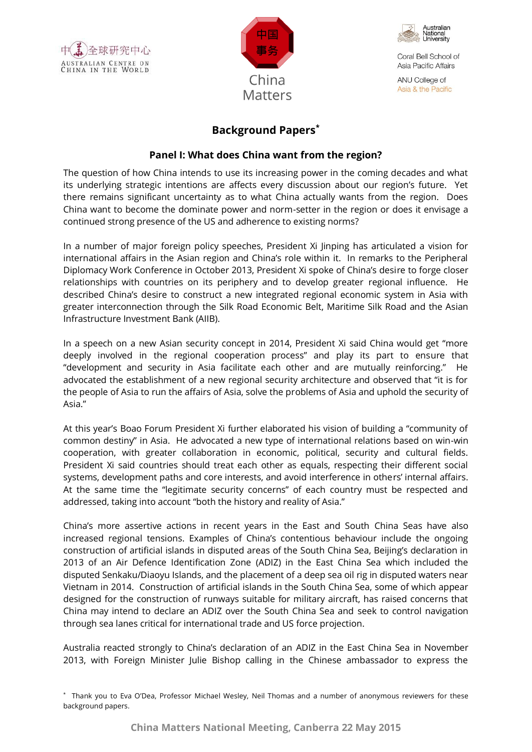中国全球研究中心
AUSTRALIAN CENTRE ON CHINA IN THE WORLD

中国事务
China Matters

Australian National University
Coral Bell School of Asia Pacific Affairs
ANU College of Asia & the Pacific

# Background Papers*

## Panel I: What does China want from the region?

The question of how China intends to use its increasing power in the coming decades and what its underlying strategic intentions are affects every discussion about our region's future. Yet there remains significant uncertainty as to what China actually wants from the region. Does China want to become the dominate power and norm-setter in the region or does it envisage a continued strong presence of the US and adherence to existing norms?

In a number of major foreign policy speeches, President Xi Jinping has articulated a vision for international affairs in the Asian region and China's role within it. In remarks to the Peripheral Diplomacy Work Conference in October 2013, President Xi spoke of China's desire to forge closer relationships with countries on its periphery and to develop greater regional influence. He described China's desire to construct a new integrated regional economic system in Asia with greater interconnection through the Silk Road Economic Belt, Maritime Silk Road and the Asian Infrastructure Investment Bank (AIIB).

In a speech on a new Asian security concept in 2014, President Xi said China would get "more deeply involved in the regional cooperation process" and play its part to ensure that "development and security in Asia facilitate each other and are mutually reinforcing." He advocated the establishment of a new regional security architecture and observed that "it is for the people of Asia to run the affairs of Asia, solve the problems of Asia and uphold the security of Asia."

At this year's Boao Forum President Xi further elaborated his vision of building a "community of common destiny" in Asia. He advocated a new type of international relations based on win-win cooperation, with greater collaboration in economic, political, security and cultural fields. President Xi said countries should treat each other as equals, respecting their different social systems, development paths and core interests, and avoid interference in others' internal affairs. At the same time the "legitimate security concerns" of each country must be respected and addressed, taking into account "both the history and reality of Asia."

China's more assertive actions in recent years in the East and South China Seas have also increased regional tensions. Examples of China's contentious behaviour include the ongoing construction of artificial islands in disputed areas of the South China Sea, Beijing's declaration in 2013 of an Air Defence Identification Zone (ADIZ) in the East China Sea which included the disputed Senkaku/Diaoyu Islands, and the placement of a deep sea oil rig in disputed waters near Vietnam in 2014. Construction of artificial islands in the South China Sea, some of which appear designed for the construction of runways suitable for military aircraft, has raised concerns that China may intend to declare an ADIZ over the South China Sea and seek to control navigation through sea lanes critical for international trade and US force projection.

Australia reacted strongly to China's declaration of an ADIZ in the East China Sea in November 2013, with Foreign Minister Julie Bishop calling in the Chinese ambassador to express the

* Thank you to Eva O'Dea, Professor Michael Wesley, Neil Thomas and a number of anonymous reviewers for these background papers.

China Matters National Meeting, Canberra 22 May 2015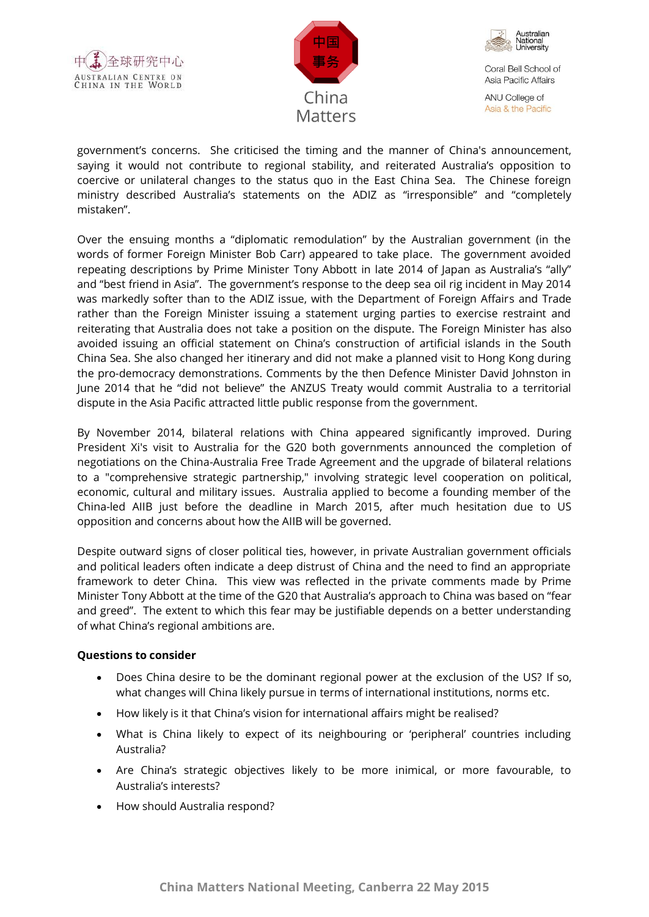government's concerns. She criticised the timing and the manner of China's announcement, saying it would not contribute to regional stability, and reiterated Australia's opposition to coercive or unilateral changes to the status quo in the East China Sea. The Chinese foreign ministry described Australia's statements on the ADIZ as "irresponsible" and "completely mistaken".

Over the ensuing months a "diplomatic remodulation" by the Australian government (in the words of former Foreign Minister Bob Carr) appeared to take place. The government avoided repeating descriptions by Prime Minister Tony Abbott in late 2014 of Japan as Australia's "ally" and "best friend in Asia". The government's response to the deep sea oil rig incident in May 2014 was markedly softer than to the ADIZ issue, with the Department of Foreign Affairs and Trade rather than the Foreign Minister issuing a statement urging parties to exercise restraint and reiterating that Australia does not take a position on the dispute. The Foreign Minister has also avoided issuing an official statement on China's construction of artificial islands in the South China Sea. She also changed her itinerary and did not make a planned visit to Hong Kong during the pro-democracy demonstrations. Comments by the then Defence Minister David Johnston in June 2014 that he "did not believe" the ANZUS Treaty would commit Australia to a territorial dispute in the Asia Pacific attracted little public response from the government.

By November 2014, bilateral relations with China appeared significantly improved. During President Xi's visit to Australia for the G20 both governments announced the completion of negotiations on the China-Australia Free Trade Agreement and the upgrade of bilateral relations to a "comprehensive strategic partnership," involving strategic level cooperation on political, economic, cultural and military issues. Australia applied to become a founding member of the China-led AIIB just before the deadline in March 2015, after much hesitation due to US opposition and concerns about how the AIIB will be governed.

Despite outward signs of closer political ties, however, in private Australian government officials and political leaders often indicate a deep distrust of China and the need to find an appropriate framework to deter China. This view was reflected in the private comments made by Prime Minister Tony Abbott at the time of the G20 that Australia's approach to China was based on "fear and greed". The extent to which this fear may be justifiable depends on a better understanding of what China's regional ambitions are.

**Questions to consider**

- Does China desire to be the dominant regional power at the exclusion of the US? If so, what changes will China likely pursue in terms of international institutions, norms etc.
- How likely is it that China's vision for international affairs might be realised?
- What is China likely to expect of its neighbouring or 'peripheral' countries including Australia?
- Are China's strategic objectives likely to be more inimical, or more favourable, to Australia's interests?
- How should Australia respond?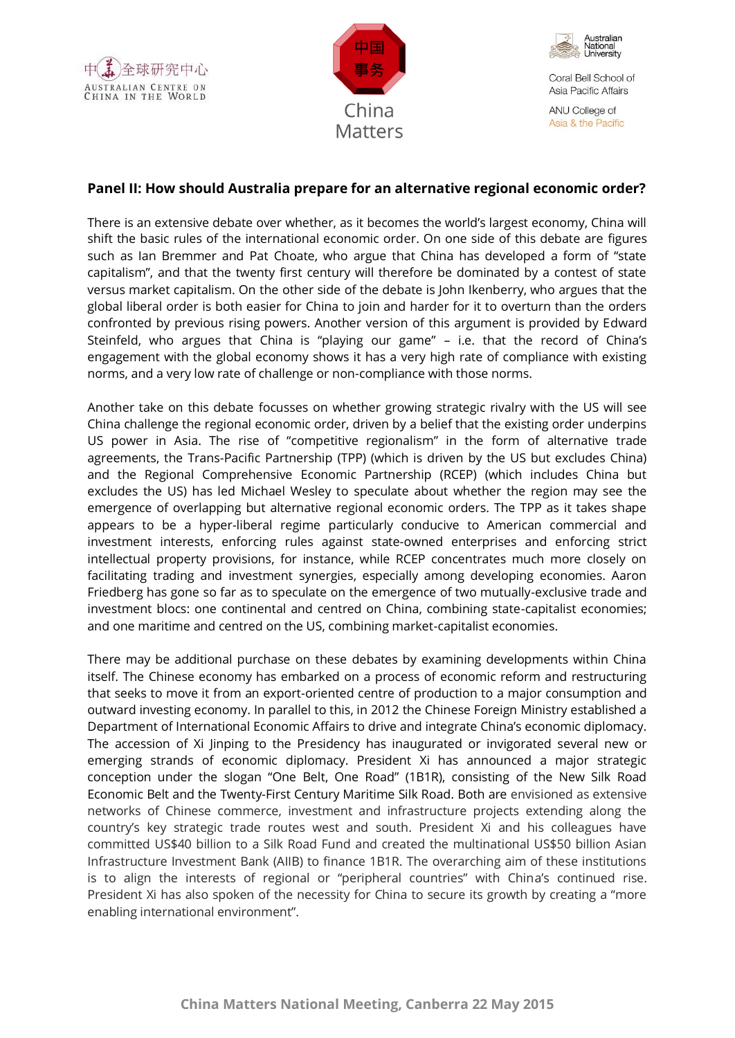## Panel II: How should Australia prepare for an alternative regional economic order?

There is an extensive debate over whether, as it becomes the world's largest economy, China will shift the basic rules of the international economic order. On one side of this debate are figures such as Ian Bremmer and Pat Choate, who argue that China has developed a form of "state capitalism", and that the twenty first century will therefore be dominated by a contest of state versus market capitalism. On the other side of the debate is John Ikenberry, who argues that the global liberal order is both easier for China to join and harder for it to overturn than the orders confronted by previous rising powers. Another version of this argument is provided by Edward Steinfeld, who argues that China is "playing our game" – i.e. that the record of China's engagement with the global economy shows it has a very high rate of compliance with existing norms, and a very low rate of challenge or non-compliance with those norms.

Another take on this debate focusses on whether growing strategic rivalry with the US will see China challenge the regional economic order, driven by a belief that the existing order underpins US power in Asia. The rise of "competitive regionalism" in the form of alternative trade agreements, the Trans-Pacific Partnership (TPP) (which is driven by the US but excludes China) and the Regional Comprehensive Economic Partnership (RCEP) (which includes China but excludes the US) has led Michael Wesley to speculate about whether the region may see the emergence of overlapping but alternative regional economic orders. The TPP as it takes shape appears to be a hyper-liberal regime particularly conducive to American commercial and investment interests, enforcing rules against state-owned enterprises and enforcing strict intellectual property provisions, for instance, while RCEP concentrates much more closely on facilitating trading and investment synergies, especially among developing economies. Aaron Friedberg has gone so far as to speculate on the emergence of two mutually-exclusive trade and investment blocs: one continental and centred on China, combining state-capitalist economies; and one maritime and centred on the US, combining market-capitalist economies.

There may be additional purchase on these debates by examining developments within China itself. The Chinese economy has embarked on a process of economic reform and restructuring that seeks to move it from an export-oriented centre of production to a major consumption and outward investing economy. In parallel to this, in 2012 the Chinese Foreign Ministry established a Department of International Economic Affairs to drive and integrate China's economic diplomacy. The accession of Xi Jinping to the Presidency has inaugurated or invigorated several new or emerging strands of economic diplomacy. President Xi has announced a major strategic conception under the slogan "One Belt, One Road" (1B1R), consisting of the New Silk Road Economic Belt and the Twenty-First Century Maritime Silk Road. Both are envisioned as extensive networks of Chinese commerce, investment and infrastructure projects extending along the country's key strategic trade routes west and south. President Xi and his colleagues have committed US$40 billion to a Silk Road Fund and created the multinational US$50 billion Asian Infrastructure Investment Bank (AIIB) to finance 1B1R. The overarching aim of these institutions is to align the interests of regional or "peripheral countries" with China's continued rise. President Xi has also spoken of the necessity for China to secure its growth by creating a "more enabling international environment".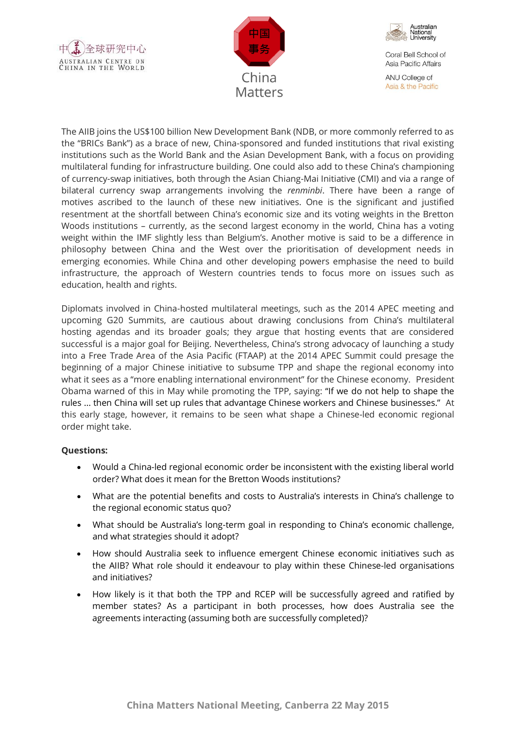The AIIB joins the US$100 billion New Development Bank (NDB, or more commonly referred to as the "BRICs Bank") as a brace of new, China-sponsored and funded institutions that rival existing institutions such as the World Bank and the Asian Development Bank, with a focus on providing multilateral funding for infrastructure building. One could also add to these China's championing of currency-swap initiatives, both through the Asian Chiang-Mai Initiative (CMI) and via a range of bilateral currency swap arrangements involving the *renminbi*. There have been a range of motives ascribed to the launch of these new initiatives. One is the significant and justified resentment at the shortfall between China's economic size and its voting weights in the Bretton Woods institutions – currently, as the second largest economy in the world, China has a voting weight within the IMF slightly less than Belgium's. Another motive is said to be a difference in philosophy between China and the West over the prioritisation of development needs in emerging economies. While China and other developing powers emphasise the need to build infrastructure, the approach of Western countries tends to focus more on issues such as education, health and rights.

Diplomats involved in China-hosted multilateral meetings, such as the 2014 APEC meeting and upcoming G20 Summits, are cautious about drawing conclusions from China's multilateral hosting agendas and its broader goals; they argue that hosting events that are considered successful is a major goal for Beijing. Nevertheless, China's strong advocacy of launching a study into a Free Trade Area of the Asia Pacific (FTAAP) at the 2014 APEC Summit could presage the beginning of a major Chinese initiative to subsume TPP and shape the regional economy into what it sees as a "more enabling international environment" for the Chinese economy. President Obama warned of this in May while promoting the TPP, saying: "If we do not help to shape the rules ... then China will set up rules that advantage Chinese workers and Chinese businesses." At this early stage, however, it remains to be seen what shape a Chinese-led economic regional order might take.

**Questions:**

- Would a China-led regional economic order be inconsistent with the existing liberal world order? What does it mean for the Bretton Woods institutions?
- What are the potential benefits and costs to Australia's interests in China's challenge to the regional economic status quo?
- What should be Australia's long-term goal in responding to China's economic challenge, and what strategies should it adopt?
- How should Australia seek to influence emergent Chinese economic initiatives such as the AIIB? What role should it endeavour to play within these Chinese-led organisations and initiatives?
- How likely is it that both the TPP and RCEP will be successfully agreed and ratified by member states? As a participant in both processes, how does Australia see the agreements interacting (assuming both are successfully completed)?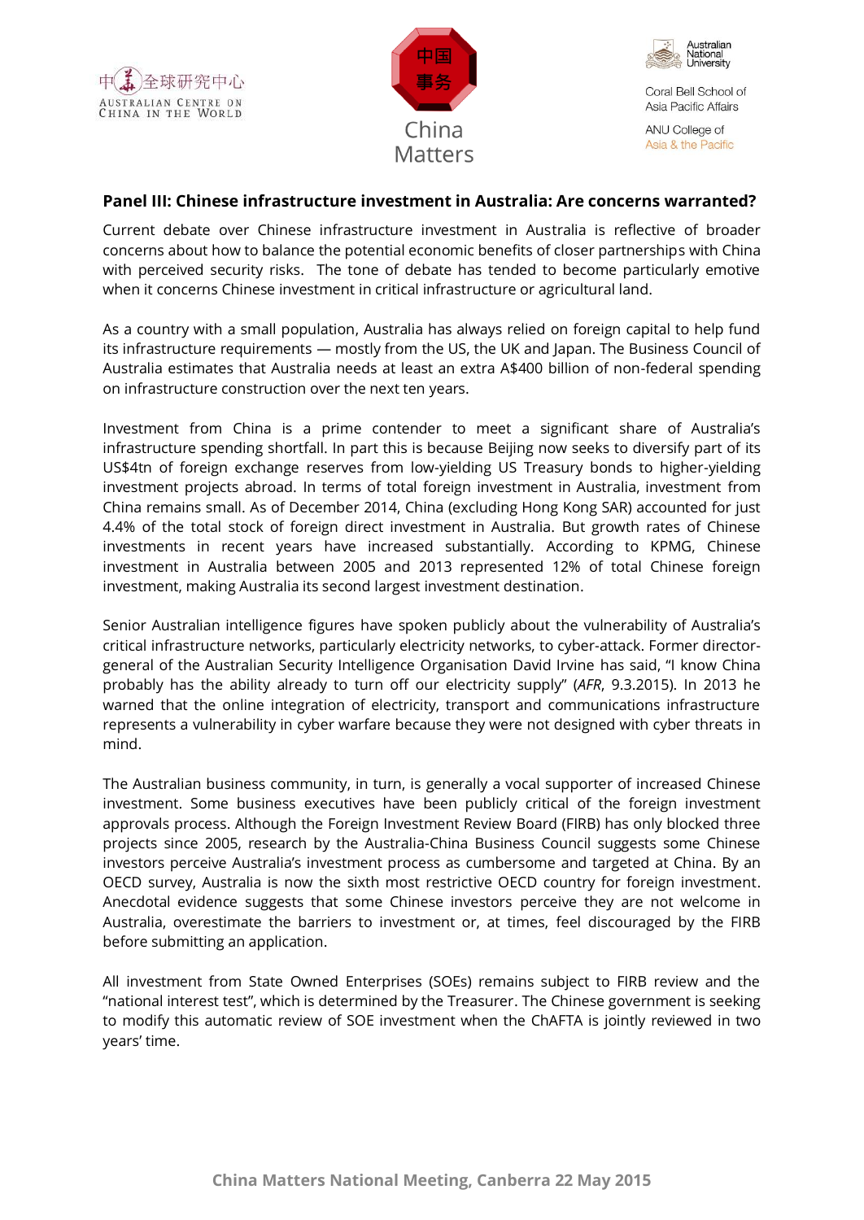## Panel III: Chinese infrastructure investment in Australia: Are concerns warranted?

Current debate over Chinese infrastructure investment in Australia is reflective of broader concerns about how to balance the potential economic benefits of closer partnerships with China with perceived security risks. The tone of debate has tended to become particularly emotive when it concerns Chinese investment in critical infrastructure or agricultural land.

As a country with a small population, Australia has always relied on foreign capital to help fund its infrastructure requirements — mostly from the US, the UK and Japan. The Business Council of Australia estimates that Australia needs at least an extra A$400 billion of non-federal spending on infrastructure construction over the next ten years.

Investment from China is a prime contender to meet a significant share of Australia's infrastructure spending shortfall. In part this is because Beijing now seeks to diversify part of its US$4tn of foreign exchange reserves from low-yielding US Treasury bonds to higher-yielding investment projects abroad. In terms of total foreign investment in Australia, investment from China remains small. As of December 2014, China (excluding Hong Kong SAR) accounted for just 4.4% of the total stock of foreign direct investment in Australia. But growth rates of Chinese investments in recent years have increased substantially. According to KPMG, Chinese investment in Australia between 2005 and 2013 represented 12% of total Chinese foreign investment, making Australia its second largest investment destination.

Senior Australian intelligence figures have spoken publicly about the vulnerability of Australia's critical infrastructure networks, particularly electricity networks, to cyber-attack. Former director-general of the Australian Security Intelligence Organisation David Irvine has said, "I know China probably has the ability already to turn off our electricity supply" (*AFR*, 9.3.2015). In 2013 he warned that the online integration of electricity, transport and communications infrastructure represents a vulnerability in cyber warfare because they were not designed with cyber threats in mind.

The Australian business community, in turn, is generally a vocal supporter of increased Chinese investment. Some business executives have been publicly critical of the foreign investment approvals process. Although the Foreign Investment Review Board (FIRB) has only blocked three projects since 2005, research by the Australia-China Business Council suggests some Chinese investors perceive Australia's investment process as cumbersome and targeted at China. By an OECD survey, Australia is now the sixth most restrictive OECD country for foreign investment. Anecdotal evidence suggests that some Chinese investors perceive they are not welcome in Australia, overestimate the barriers to investment or, at times, feel discouraged by the FIRB before submitting an application.

All investment from State Owned Enterprises (SOEs) remains subject to FIRB review and the "national interest test", which is determined by the Treasurer. The Chinese government is seeking to modify this automatic review of SOE investment when the ChAFTA is jointly reviewed in two years' time.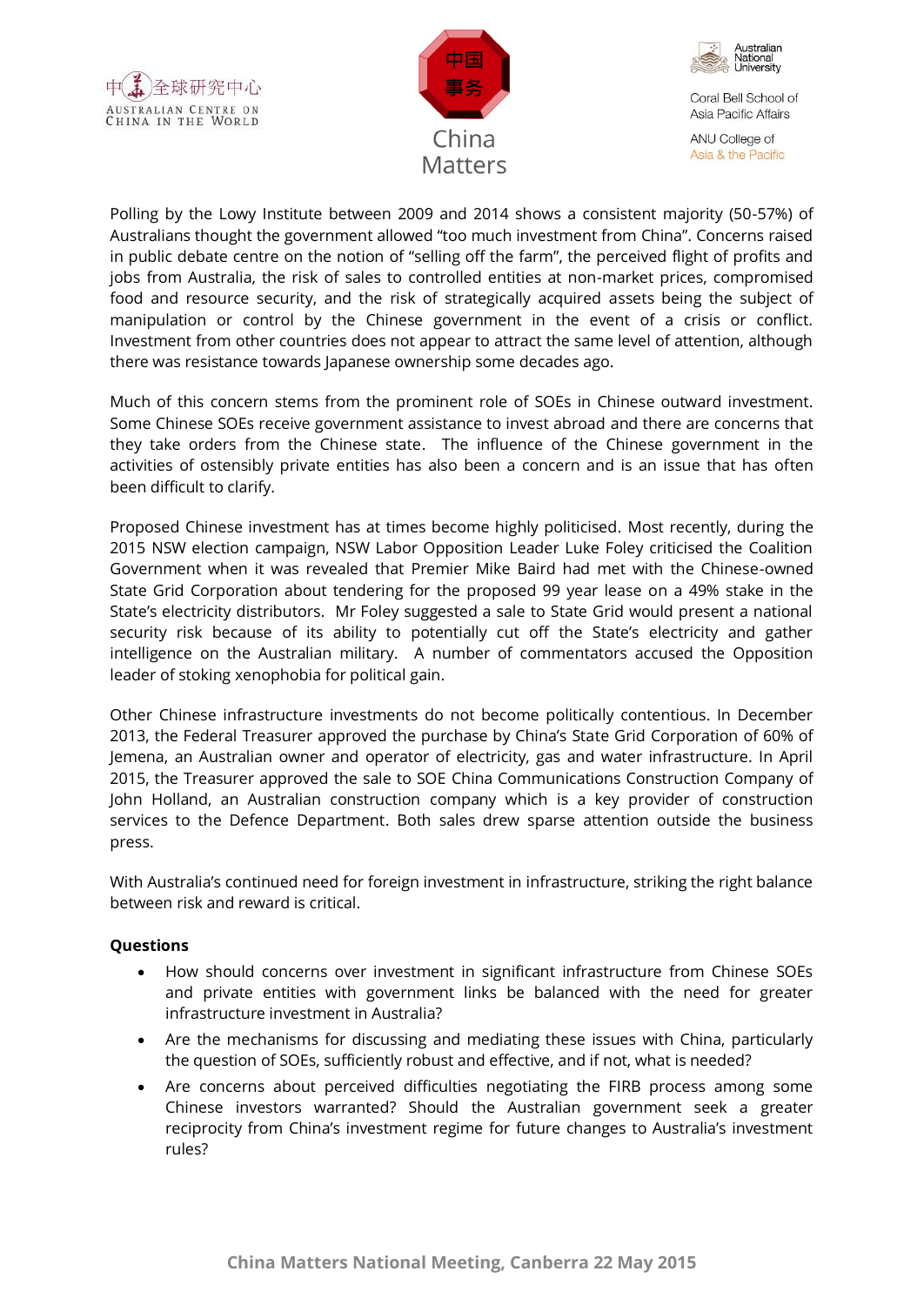Polling by the Lowy Institute between 2009 and 2014 shows a consistent majority (50-57%) of Australians thought the government allowed "too much investment from China". Concerns raised in public debate centre on the notion of "selling off the farm", the perceived flight of profits and jobs from Australia, the risk of sales to controlled entities at non-market prices, compromised food and resource security, and the risk of strategically acquired assets being the subject of manipulation or control by the Chinese government in the event of a crisis or conflict. Investment from other countries does not appear to attract the same level of attention, although there was resistance towards Japanese ownership some decades ago.

Much of this concern stems from the prominent role of SOEs in Chinese outward investment. Some Chinese SOEs receive government assistance to invest abroad and there are concerns that they take orders from the Chinese state. The influence of the Chinese government in the activities of ostensibly private entities has also been a concern and is an issue that has often been difficult to clarify.

Proposed Chinese investment has at times become highly politicised. Most recently, during the 2015 NSW election campaign, NSW Labor Opposition Leader Luke Foley criticised the Coalition Government when it was revealed that Premier Mike Baird had met with the Chinese-owned State Grid Corporation about tendering for the proposed 99 year lease on a 49% stake in the State's electricity distributors. Mr Foley suggested a sale to State Grid would present a national security risk because of its ability to potentially cut off the State's electricity and gather intelligence on the Australian military. A number of commentators accused the Opposition leader of stoking xenophobia for political gain.

Other Chinese infrastructure investments do not become politically contentious. In December 2013, the Federal Treasurer approved the purchase by China's State Grid Corporation of 60% of Jemena, an Australian owner and operator of electricity, gas and water infrastructure. In April 2015, the Treasurer approved the sale to SOE China Communications Construction Company of John Holland, an Australian construction company which is a key provider of construction services to the Defence Department. Both sales drew sparse attention outside the business press.

With Australia's continued need for foreign investment in infrastructure, striking the right balance between risk and reward is critical.

**Questions**

- How should concerns over investment in significant infrastructure from Chinese SOEs and private entities with government links be balanced with the need for greater infrastructure investment in Australia?
- Are the mechanisms for discussing and mediating these issues with China, particularly the question of SOEs, sufficiently robust and effective, and if not, what is needed?
- Are concerns about perceived difficulties negotiating the FIRB process among some Chinese investors warranted? Should the Australian government seek a greater reciprocity from China's investment regime for future changes to Australia's investment rules?